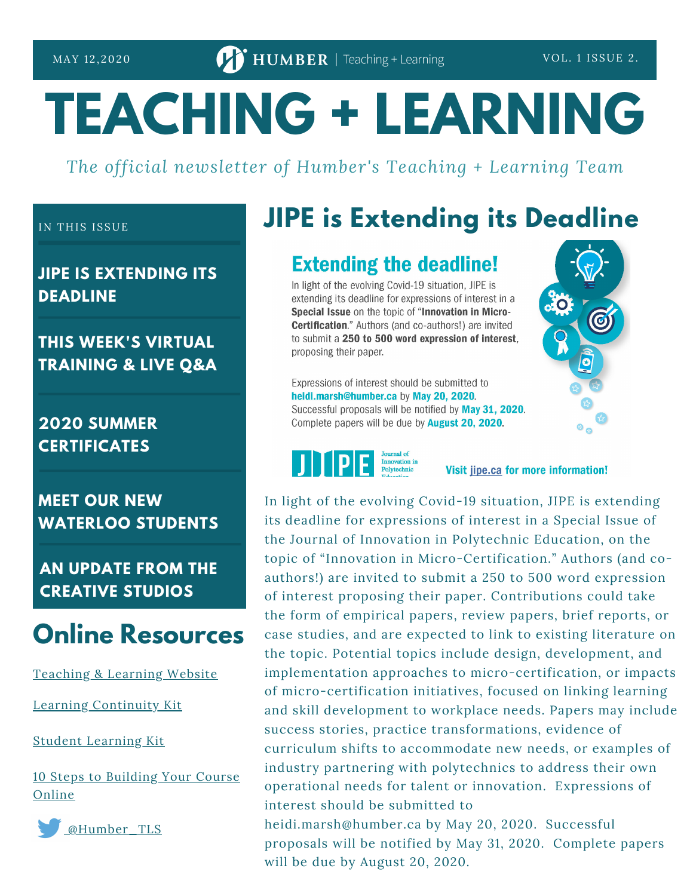MAY 12,2020 | HUMBER | Teaching + Learning | VOL. 1 ISSUE 2.

# TEACHING + LEARNING

*The official newsletter of Humber's Teaching + Learning Team*

IN THIS ISSUE

**JIPE IS EXTENDING ITS DEADLINE**

**THIS WEEK'S VIRTUAL TRAINING & LIVE Q&A**

**2020 SUMMER CERTIFICATES**

**MEET OUR NEW WATERLOO STUDENTS**

**AN UPDATE FROM THE CREATIVE STUDIOS**

## Online Resources

[Teaching & Learning Website]

[Learning Continuity Kit]

[Student Learning Kit]

[10 Steps to Building Your Course Online]

[@Humber_TLS]

## JIPE is Extending its Deadline

### Extending the deadline!

In light of the evolving Covid-19 situation, JIPE is extending its deadline for expressions of interest in a **Special Issue** on the topic of "**Innovation in Micro-Certification**." Authors (and co-authors!) are invited to submit a **250 to 500 word expression of interest**, proposing their paper.

Expressions of interest should be submitted to **heidi.marsh@humber.ca** by **May 20, 2020**.
Successful proposals will be notified by **May 31, 2020**.
Complete papers will be due by **August 20, 2020**.

JIPE Journal of Innovation in Polytechnic Education

**Visit jipe.ca for more information!**

In light of the evolving Covid-19 situation, JIPE is extending its deadline for expressions of interest in a Special Issue of the Journal of Innovation in Polytechnic Education, on the topic of "Innovation in Micro-Certification." Authors (and co-authors!) are invited to submit a 250 to 500 word expression of interest proposing their paper. Contributions could take the form of empirical papers, review papers, brief reports, or case studies, and are expected to link to existing literature on the topic. Potential topics include design, development, and implementation approaches to micro-certification, or impacts of micro-certification initiatives, focused on linking learning and skill development to workplace needs. Papers may include success stories, practice transformations, evidence of curriculum shifts to accommodate new needs, or examples of industry partnering with polytechnics to address their own operational needs for talent or innovation. Expressions of interest should be submitted to heidi.marsh@humber.ca by May 20, 2020. Successful proposals will be notified by May 31, 2020. Complete papers will be due by August 20, 2020.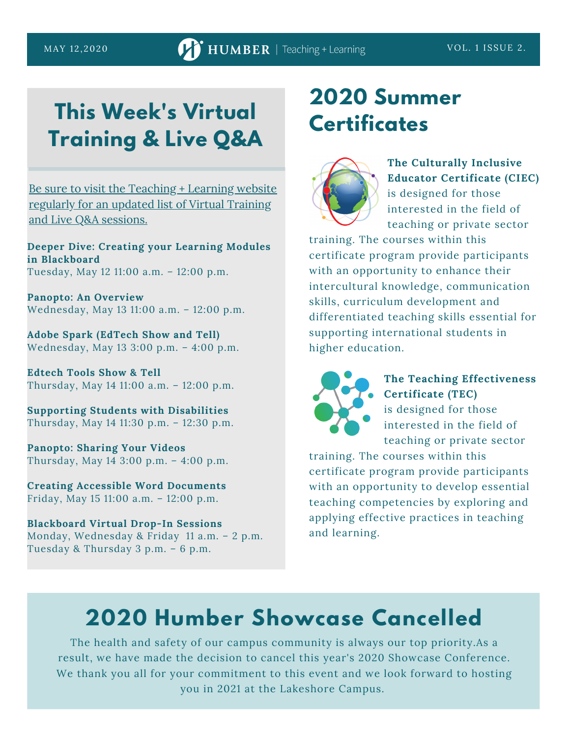## This Week's Virtual Training & Live Q&A

Be sure to visit the Teaching + Learning website regularly for an updated list of Virtual Training and Live Q&A sessions.

**Deeper Dive: Creating your Learning Modules in Blackboard**
Tuesday, May 12 11:00 a.m. – 12:00 p.m.

**Panopto: An Overview**
Wednesday, May 13 11:00 a.m. – 12:00 p.m.

**Adobe Spark (EdTech Show and Tell)**
Wednesday, May 13 3:00 p.m. – 4:00 p.m.

**Edtech Tools Show & Tell**
Thursday, May 14 11:00 a.m. – 12:00 p.m.

**Supporting Students with Disabilities**
Thursday, May 14 11:30 p.m. – 12:30 p.m.

**Panopto: Sharing Your Videos**
Thursday, May 14 3:00 p.m. – 4:00 p.m.

**Creating Accessible Word Documents**
Friday, May 15 11:00 a.m. – 12:00 p.m.

**Blackboard Virtual Drop-In Sessions**
Monday, Wednesday & Friday 11 a.m. – 2 p.m.
Tuesday & Thursday 3 p.m. – 6 p.m.

## 2020 Summer Certificates

**The Culturally Inclusive Educator Certificate (CIEC)** is designed for those interested in the field of teaching or private sector training. The courses within this certificate program provide participants with an opportunity to enhance their intercultural knowledge, communication skills, curriculum development and differentiated teaching skills essential for supporting international students in higher education.

**The Teaching Effectiveness Certificate (TEC)** is designed for those interested in the field of teaching or private sector training. The courses within this certificate program provide participants with an opportunity to develop essential teaching competencies by exploring and applying effective practices in teaching and learning.

## 2020 Humber Showcase Cancelled

The health and safety of our campus community is always our top priority.As a result, we have made the decision to cancel this year's 2020 Showcase Conference. We thank you all for your commitment to this event and we look forward to hosting you in 2021 at the Lakeshore Campus.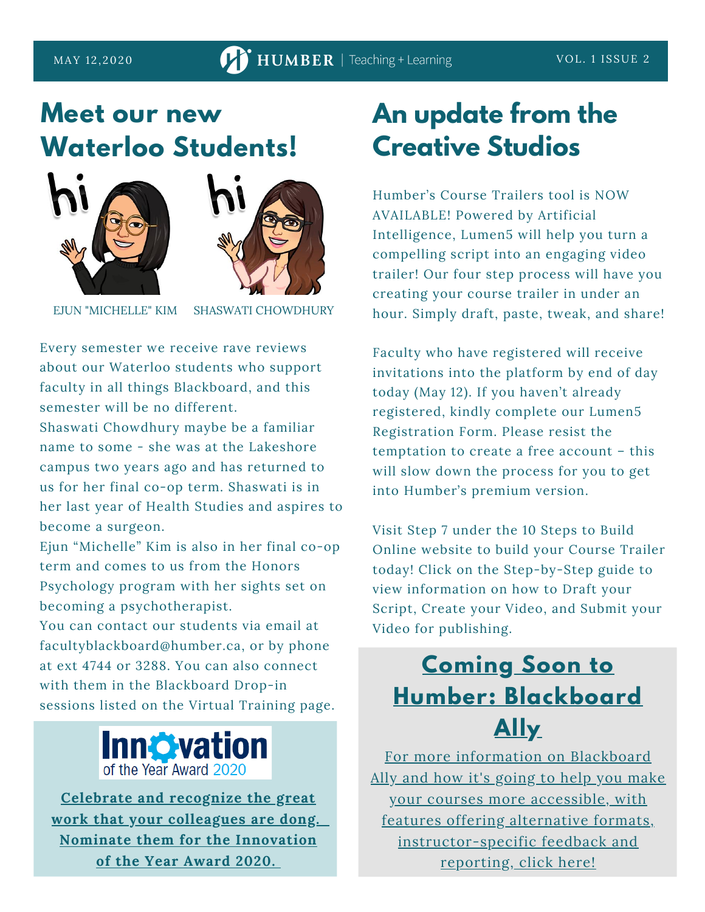# Meet our new Waterloo Students!

EJUN "MICHELLE" KIM SHASWATI CHOWDHURY

Every semester we receive rave reviews about our Waterloo students who support faculty in all things Blackboard, and this semester will be no different.

Shaswati Chowdhury maybe be a familiar name to some - she was at the Lakeshore campus two years ago and has returned to us for her final co-op term. Shaswati is in her last year of Health Studies and aspires to become a surgeon.

Ejun "Michelle" Kim is also in her final co-op term and comes to us from the Honors Psychology program with her sights set on becoming a psychotherapist.

You can contact our students via email at facultyblackboard@humber.ca, or by phone at ext 4744 or 3288. You can also connect with them in the Blackboard Drop-in sessions listed on the Virtual Training page.

Innovation of the Year Award 2020

**Celebrate and recognize the great work that your colleagues are dong. Nominate them for the Innovation of the Year Award 2020.**

# An update from the Creative Studios

Humber's Course Trailers tool is NOW AVAILABLE! Powered by Artificial Intelligence, Lumen5 will help you turn a compelling script into an engaging video trailer! Our four step process will have you creating your course trailer in under an hour. Simply draft, paste, tweak, and share!

Faculty who have registered will receive invitations into the platform by end of day today (May 12). If you haven't already registered, kindly complete our Lumen5 Registration Form. Please resist the temptation to create a free account – this will slow down the process for you to get into Humber's premium version.

Visit Step 7 under the 10 Steps to Build Online website to build your Course Trailer today! Click on the Step-by-Step guide to view information on how to Draft your Script, Create your Video, and Submit your Video for publishing.

## Coming Soon to Humber: Blackboard Ally

For more information on Blackboard Ally and how it's going to help you make your courses more accessible, with features offering alternative formats, instructor-specific feedback and reporting, click here!